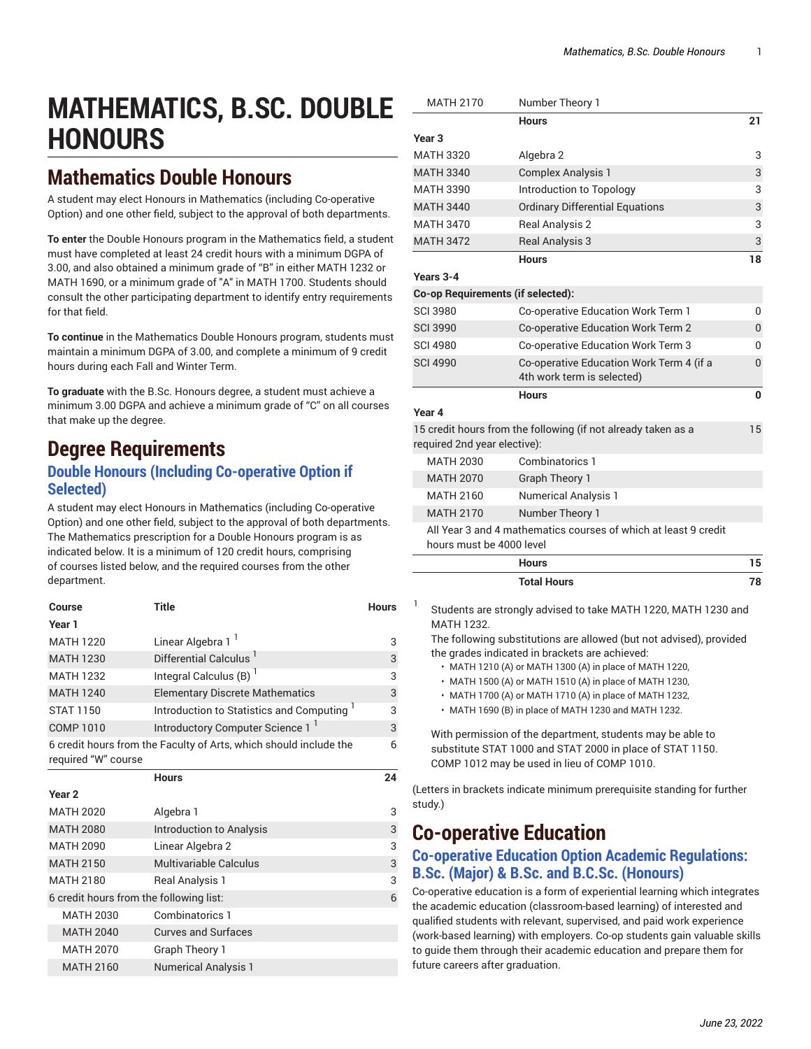# MATHEMATICS, B.SC. DOUBLE HONOURS

## Mathematics Double Honours

A student may elect Honours in Mathematics (including Co-operative Option) and one other field, subject to the approval of both departments.

**To enter** the Double Honours program in the Mathematics field, a student must have completed at least 24 credit hours with a minimum DGPA of 3.00, and also obtained a minimum grade of "B" in either MATH 1232 or MATH 1690, or a minimum grade of "A" in MATH 1700. Students should consult the other participating department to identify entry requirements for that field.

**To continue** in the Mathematics Double Honours program, students must maintain a minimum DGPA of 3.00, and complete a minimum of 9 credit hours during each Fall and Winter Term.

**To graduate** with the B.Sc. Honours degree, a student must achieve a minimum 3.00 DGPA and achieve a minimum grade of "C" on all courses that make up the degree.

## Degree Requirements

### Double Honours (Including Co-operative Option if Selected)

A student may elect Honours in Mathematics (including Co-operative Option) and one other field, subject to the approval of both departments. The Mathematics prescription for a Double Honours program is as indicated below. It is a minimum of 120 credit hours, comprising of courses listed below, and the required courses from the other department.

| Course | Title | Hours |
|---|---|---|
| **Year 1** | | |
| MATH 1220 | Linear Algebra 1 [1] | 3 |
| MATH 1230 | Differential Calculus [1] | 3 |
| MATH 1232 | Integral Calculus (B) [1] | 3 |
| MATH 1240 | Elementary Discrete Mathematics | 3 |
| STAT 1150 | Introduction to Statistics and Computing [1] | 3 |
| COMP 1010 | Introductory Computer Science 1 [1] | 3 |
| 6 credit hours from the Faculty of Arts, which should include the required "W" course | | 6 |
| | **Hours** | **24** |
| **Year 2** | | |
| MATH 2020 | Algebra 1 | 3 |
| MATH 2080 | Introduction to Analysis | 3 |
| MATH 2090 | Linear Algebra 2 | 3 |
| MATH 2150 | Multivariable Calculus | 3 |
| MATH 2180 | Real Analysis 1 | 3 |
| 6 credit hours from the following list: | | 6 |
| MATH 2030 | Combinatorics 1 | |
| MATH 2040 | Curves and Surfaces | |
| MATH 2070 | Graph Theory 1 | |
| MATH 2160 | Numerical Analysis 1 | |
| MATH 2170 | Number Theory 1 | |
| | **Hours** | **21** |
| **Year 3** | | |
| MATH 3320 | Algebra 2 | 3 |
| MATH 3340 | Complex Analysis 1 | 3 |
| MATH 3390 | Introduction to Topology | 3 |
| MATH 3440 | Ordinary Differential Equations | 3 |
| MATH 3470 | Real Analysis 2 | 3 |
| MATH 3472 | Real Analysis 3 | 3 |
| | **Hours** | **18** |
| **Years 3-4** | | |
| **Co-op Requirements (if selected):** | | |
| SCI 3980 | Co-operative Education Work Term 1 | 0 |
| SCI 3990 | Co-operative Education Work Term 2 | 0 |
| SCI 4980 | Co-operative Education Work Term 3 | 0 |
| SCI 4990 | Co-operative Education Work Term 4 (if a 4th work term is selected) | 0 |
| | **Hours** | **0** |
| **Year 4** | | |
| 15 credit hours from the following (if not already taken as a required 2nd year elective): | | 15 |
| MATH 2030 | Combinatorics 1 | |
| MATH 2070 | Graph Theory 1 | |
| MATH 2160 | Numerical Analysis 1 | |
| MATH 2170 | Number Theory 1 | |
| All Year 3 and 4 mathematics courses of which at least 9 credit hours must be 4000 level | | |
| | **Hours** | **15** |
| | **Total Hours** | **78** |

[1] Students are strongly advised to take MATH 1220, MATH 1230 and MATH 1232.
The following substitutions are allowed (but not advised), provided the grades indicated in brackets are achieved:

- MATH 1210 (A) or MATH 1300 (A) in place of MATH 1220,
- MATH 1500 (A) or MATH 1510 (A) in place of MATH 1230,
- MATH 1700 (A) or MATH 1710 (A) in place of MATH 1232,
- MATH 1690 (B) in place of MATH 1230 and MATH 1232.

With permission of the department, students may be able to substitute STAT 1000 and STAT 2000 in place of STAT 1150. COMP 1012 may be used in lieu of COMP 1010.

(Letters in brackets indicate minimum prerequisite standing for further study.)

## Co-operative Education

### Co-operative Education Option Academic Regulations: B.Sc. (Major) & B.Sc. and B.C.Sc. (Honours)

Co-operative education is a form of experiential learning which integrates the academic education (classroom-based learning) of interested and qualified students with relevant, supervised, and paid work experience (work-based learning) with employers. Co-op students gain valuable skills to guide them through their academic education and prepare them for future careers after graduation.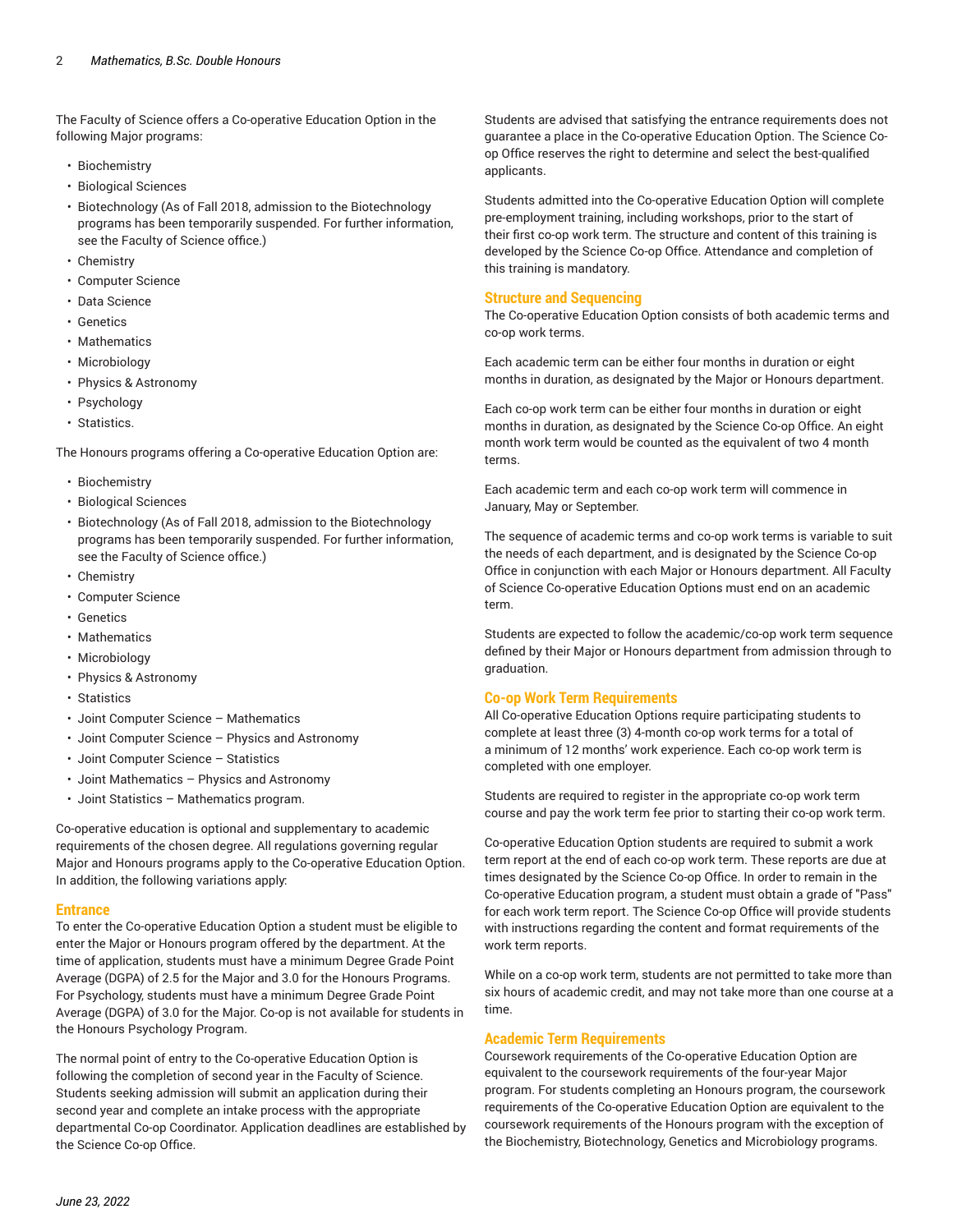The Faculty of Science offers a Co-operative Education Option in the following Major programs:

- Biochemistry
- Biological Sciences
- Biotechnology (As of Fall 2018, admission to the Biotechnology programs has been temporarily suspended. For further information, see the Faculty of Science office.)
- Chemistry
- Computer Science
- Data Science
- Genetics
- Mathematics
- Microbiology
- Physics & Astronomy
- Psychology
- Statistics.

The Honours programs offering a Co-operative Education Option are:

- Biochemistry
- Biological Sciences
- Biotechnology (As of Fall 2018, admission to the Biotechnology programs has been temporarily suspended. For further information, see the Faculty of Science office.)
- Chemistry
- Computer Science
- Genetics
- Mathematics
- Microbiology
- Physics & Astronomy
- Statistics
- Joint Computer Science – Mathematics
- Joint Computer Science – Physics and Astronomy
- Joint Computer Science – Statistics
- Joint Mathematics – Physics and Astronomy
- Joint Statistics – Mathematics program.

Co-operative education is optional and supplementary to academic requirements of the chosen degree. All regulations governing regular Major and Honours programs apply to the Co-operative Education Option. In addition, the following variations apply:

### Entrance

To enter the Co-operative Education Option a student must be eligible to enter the Major or Honours program offered by the department. At the time of application, students must have a minimum Degree Grade Point Average (DGPA) of 2.5 for the Major and 3.0 for the Honours Programs. For Psychology, students must have a minimum Degree Grade Point Average (DGPA) of 3.0 for the Major. Co-op is not available for students in the Honours Psychology Program.

The normal point of entry to the Co-operative Education Option is following the completion of second year in the Faculty of Science. Students seeking admission will submit an application during their second year and complete an intake process with the appropriate departmental Co-op Coordinator. Application deadlines are established by the Science Co-op Office.

Students are advised that satisfying the entrance requirements does not guarantee a place in the Co-operative Education Option. The Science Co-op Office reserves the right to determine and select the best-qualified applicants.

Students admitted into the Co-operative Education Option will complete pre-employment training, including workshops, prior to the start of their first co-op work term. The structure and content of this training is developed by the Science Co-op Office. Attendance and completion of this training is mandatory.

### Structure and Sequencing

The Co-operative Education Option consists of both academic terms and co-op work terms.

Each academic term can be either four months in duration or eight months in duration, as designated by the Major or Honours department.

Each co-op work term can be either four months in duration or eight months in duration, as designated by the Science Co-op Office. An eight month work term would be counted as the equivalent of two 4 month terms.

Each academic term and each co-op work term will commence in January, May or September.

The sequence of academic terms and co-op work terms is variable to suit the needs of each department, and is designated by the Science Co-op Office in conjunction with each Major or Honours department. All Faculty of Science Co-operative Education Options must end on an academic term.

Students are expected to follow the academic/co-op work term sequence defined by their Major or Honours department from admission through to graduation.

### Co-op Work Term Requirements

All Co-operative Education Options require participating students to complete at least three (3) 4-month co-op work terms for a total of a minimum of 12 months' work experience. Each co-op work term is completed with one employer.

Students are required to register in the appropriate co-op work term course and pay the work term fee prior to starting their co-op work term.

Co-operative Education Option students are required to submit a work term report at the end of each co-op work term. These reports are due at times designated by the Science Co-op Office. In order to remain in the Co-operative Education program, a student must obtain a grade of "Pass" for each work term report. The Science Co-op Office will provide students with instructions regarding the content and format requirements of the work term reports.

While on a co-op work term, students are not permitted to take more than six hours of academic credit, and may not take more than one course at a time.

### Academic Term Requirements

Coursework requirements of the Co-operative Education Option are equivalent to the coursework requirements of the four-year Major program. For students completing an Honours program, the coursework requirements of the Co-operative Education Option are equivalent to the coursework requirements of the Honours program with the exception of the Biochemistry, Biotechnology, Genetics and Microbiology programs.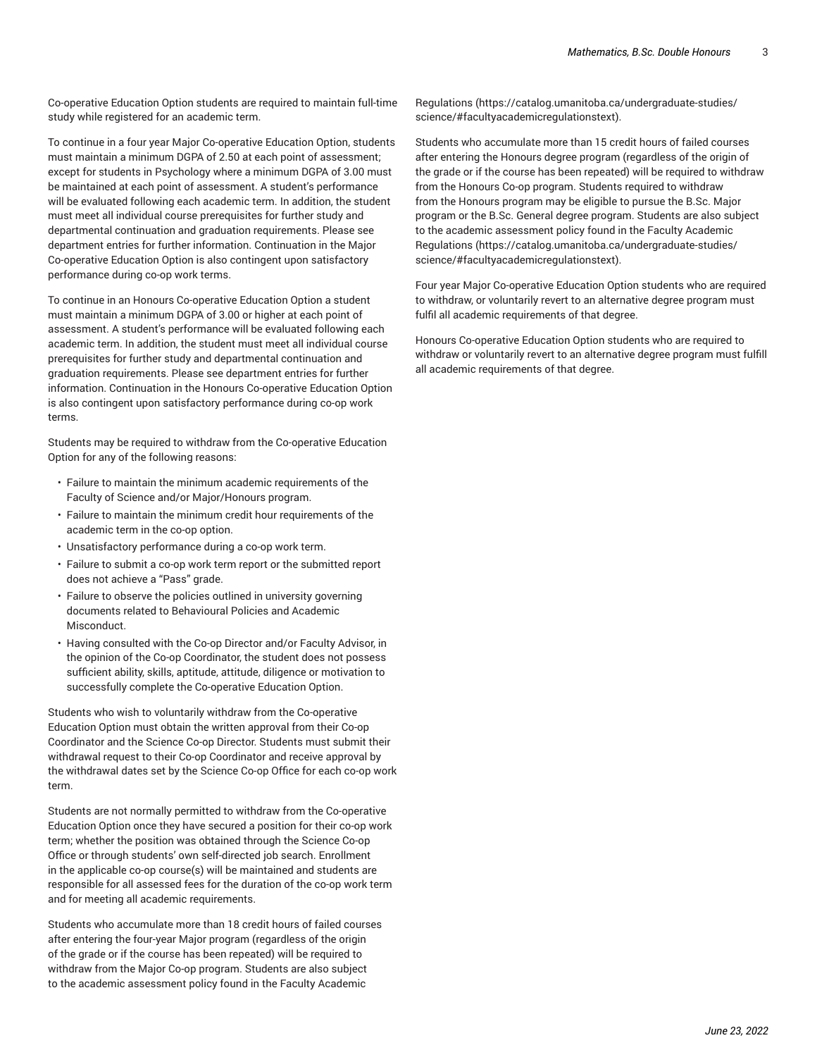Co-operative Education Option students are required to maintain full-time study while registered for an academic term.

To continue in a four year Major Co-operative Education Option, students must maintain a minimum DGPA of 2.50 at each point of assessment; except for students in Psychology where a minimum DGPA of 3.00 must be maintained at each point of assessment. A student's performance will be evaluated following each academic term. In addition, the student must meet all individual course prerequisites for further study and departmental continuation and graduation requirements. Please see department entries for further information. Continuation in the Major Co-operative Education Option is also contingent upon satisfactory performance during co-op work terms.

To continue in an Honours Co-operative Education Option a student must maintain a minimum DGPA of 3.00 or higher at each point of assessment. A student's performance will be evaluated following each academic term. In addition, the student must meet all individual course prerequisites for further study and departmental continuation and graduation requirements. Please see department entries for further information. Continuation in the Honours Co-operative Education Option is also contingent upon satisfactory performance during co-op work terms.

Students may be required to withdraw from the Co-operative Education Option for any of the following reasons:

- Failure to maintain the minimum academic requirements of the Faculty of Science and/or Major/Honours program.
- Failure to maintain the minimum credit hour requirements of the academic term in the co-op option.
- Unsatisfactory performance during a co-op work term.
- Failure to submit a co-op work term report or the submitted report does not achieve a "Pass" grade.
- Failure to observe the policies outlined in university governing documents related to Behavioural Policies and Academic Misconduct.
- Having consulted with the Co-op Director and/or Faculty Advisor, in the opinion of the Co-op Coordinator, the student does not possess sufficient ability, skills, aptitude, attitude, diligence or motivation to successfully complete the Co-operative Education Option.

Students who wish to voluntarily withdraw from the Co-operative Education Option must obtain the written approval from their Co-op Coordinator and the Science Co-op Director. Students must submit their withdrawal request to their Co-op Coordinator and receive approval by the withdrawal dates set by the Science Co-op Office for each co-op work term.

Students are not normally permitted to withdraw from the Co-operative Education Option once they have secured a position for their co-op work term; whether the position was obtained through the Science Co-op Office or through students' own self-directed job search. Enrollment in the applicable co-op course(s) will be maintained and students are responsible for all assessed fees for the duration of the co-op work term and for meeting all academic requirements.

Students who accumulate more than 18 credit hours of failed courses after entering the four-year Major program (regardless of the origin of the grade or if the course has been repeated) will be required to withdraw from the Major Co-op program. Students are also subject to the academic assessment policy found in the Faculty Academic Regulations (https://catalog.umanitoba.ca/undergraduate-studies/science/#facultyacademicregulationstext).

Students who accumulate more than 15 credit hours of failed courses after entering the Honours degree program (regardless of the origin of the grade or if the course has been repeated) will be required to withdraw from the Honours Co-op program. Students required to withdraw from the Honours program may be eligible to pursue the B.Sc. Major program or the B.Sc. General degree program. Students are also subject to the academic assessment policy found in the Faculty Academic Regulations (https://catalog.umanitoba.ca/undergraduate-studies/science/#facultyacademicregulationstext).

Four year Major Co-operative Education Option students who are required to withdraw, or voluntarily revert to an alternative degree program must fulfil all academic requirements of that degree.

Honours Co-operative Education Option students who are required to withdraw or voluntarily revert to an alternative degree program must fulfill all academic requirements of that degree.